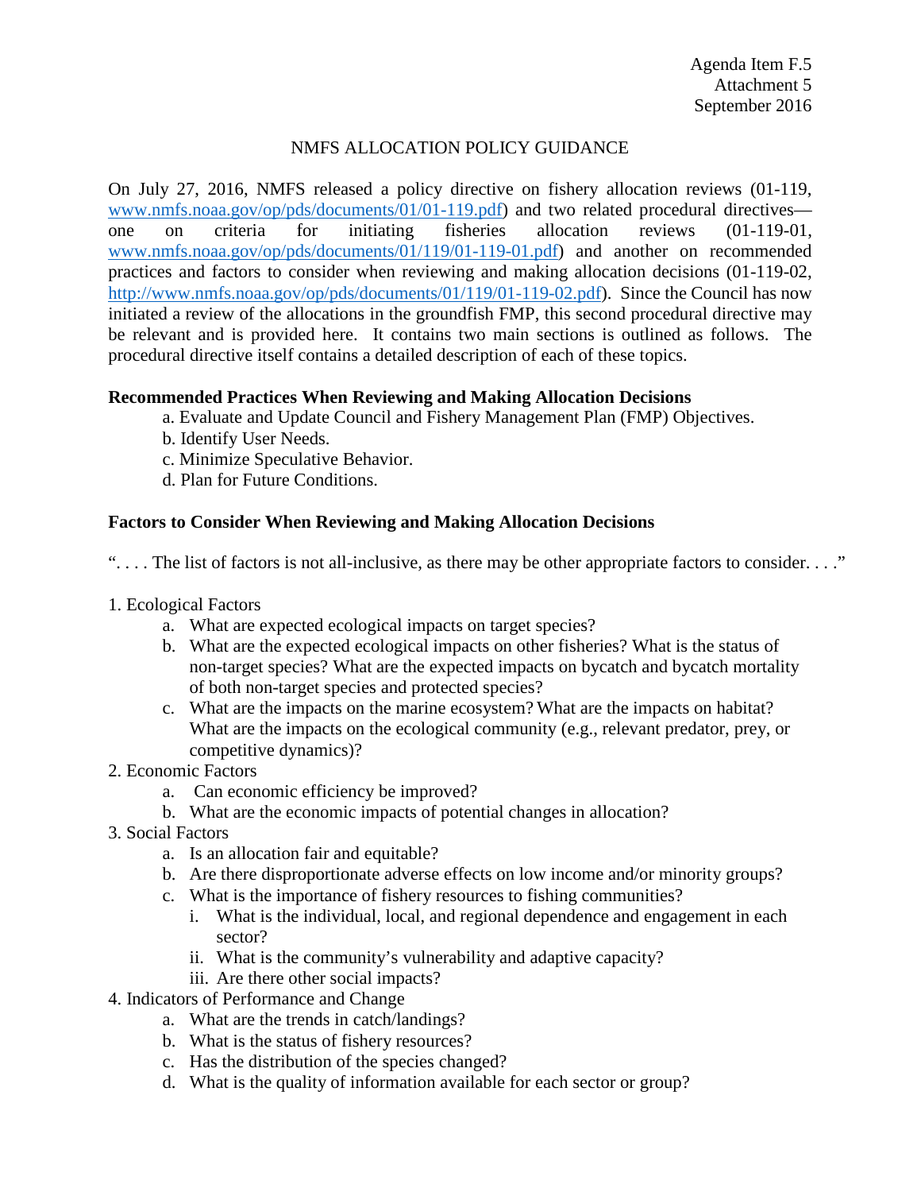Agenda Item F.5
Attachment 5
September 2016

# NMFS ALLOCATION POLICY GUIDANCE

On July 27, 2016, NMFS released a policy directive on fishery allocation reviews (01-119, www.nmfs.noaa.gov/op/pds/documents/01/01-119.pdf) and two related procedural directives—one on criteria for initiating fisheries allocation reviews (01-119-01, www.nmfs.noaa.gov/op/pds/documents/01/119/01-119-01.pdf) and another on recommended practices and factors to consider when reviewing and making allocation decisions (01-119-02, http://www.nmfs.noaa.gov/op/pds/documents/01/119/01-119-02.pdf). Since the Council has now initiated a review of the allocations in the groundfish FMP, this second procedural directive may be relevant and is provided here. It contains two main sections is outlined as follows. The procedural directive itself contains a detailed description of each of these topics.

**Recommended Practices When Reviewing and Making Allocation Decisions**

a. Evaluate and Update Council and Fishery Management Plan (FMP) Objectives.
b. Identify User Needs.
c. Minimize Speculative Behavior.
d. Plan for Future Conditions.

**Factors to Consider When Reviewing and Making Allocation Decisions**

". . . . The list of factors is not all-inclusive, as there may be other appropriate factors to consider. . . ."

1. Ecological Factors
    a. What are expected ecological impacts on target species?
    b. What are the expected ecological impacts on other fisheries? What is the status of non-target species? What are the expected impacts on bycatch and bycatch mortality of both non-target species and protected species?
    c. What are the impacts on the marine ecosystem? What are the impacts on habitat? What are the impacts on the ecological community (e.g., relevant predator, prey, or competitive dynamics)?
2. Economic Factors
    a. Can economic efficiency be improved?
    b. What are the economic impacts of potential changes in allocation?
3. Social Factors
    a. Is an allocation fair and equitable?
    b. Are there disproportionate adverse effects on low income and/or minority groups?
    c. What is the importance of fishery resources to fishing communities?
        i. What is the individual, local, and regional dependence and engagement in each sector?
        ii. What is the community's vulnerability and adaptive capacity?
        iii. Are there other social impacts?
4. Indicators of Performance and Change
    a. What are the trends in catch/landings?
    b. What is the status of fishery resources?
    c. Has the distribution of the species changed?
    d. What is the quality of information available for each sector or group?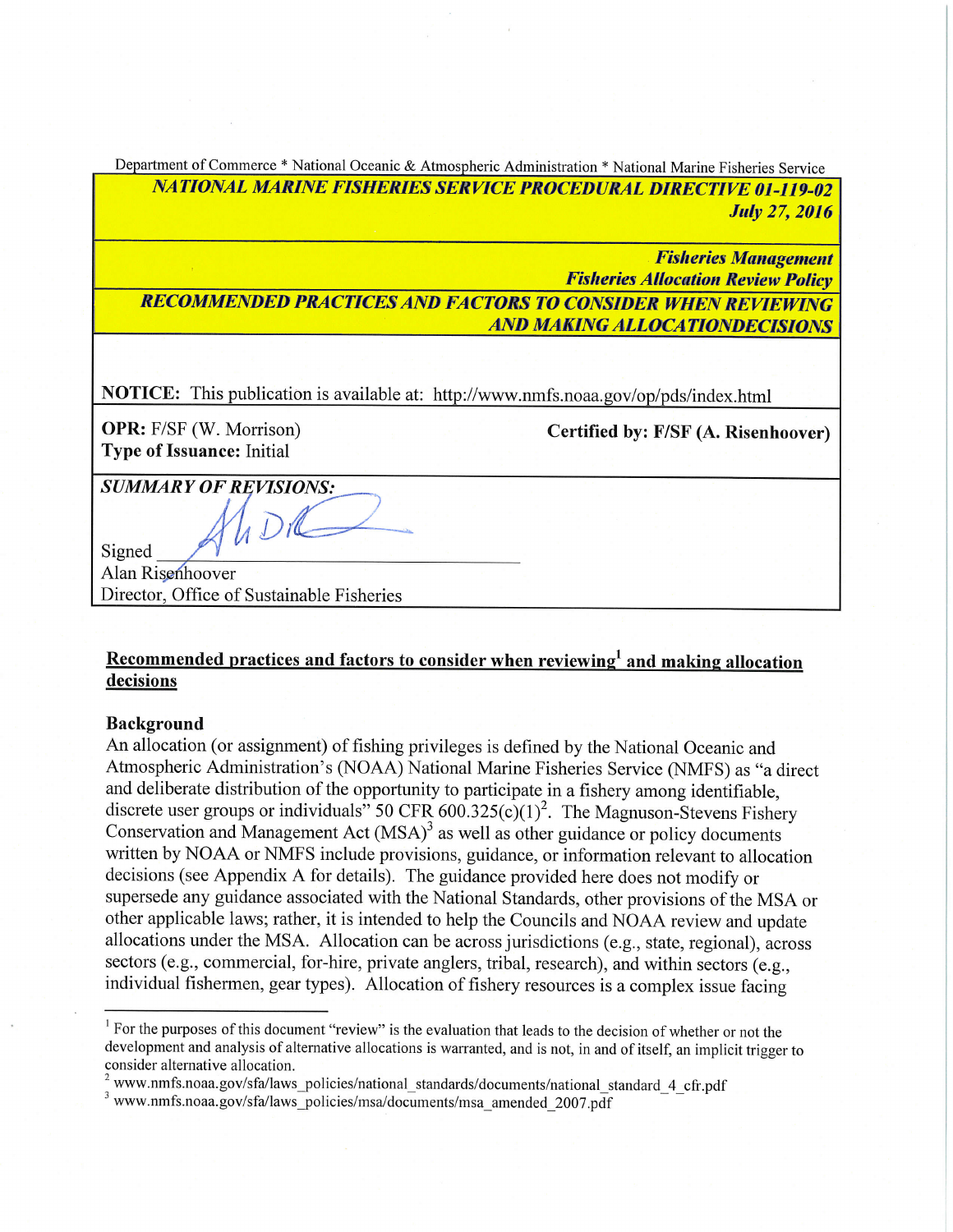Department of Commerce * National Oceanic & Atmospheric Administration * National Marine Fisheries Service

***NATIONAL MARINE FISHERIES SERVICE PROCEDURAL DIRECTIVE 01-119-02***
***July 27, 2016***

***Fisheries Management***
***Fisheries Allocation Review Policy***

***RECOMMENDED PRACTICES AND FACTORS TO CONSIDER WHEN REVIEWING AND MAKING ALLOCATIONDECISIONS***

**NOTICE:** This publication is available at: http://www.nmfs.noaa.gov/op/pds/index.html

**OPR:** F/SF (W. Morrison)
**Type of Issuance:** Initial

**Certified by: F/SF (A. Risenhoover)**

***SUMMARY OF REVISIONS:***

Signed ________________________________
Alan Risenhoover
Director, Office of Sustainable Fisheries

## Recommended practices and factors to consider when reviewing[1] and making allocation decisions

### Background

An allocation (or assignment) of fishing privileges is defined by the National Oceanic and Atmospheric Administration's (NOAA) National Marine Fisheries Service (NMFS) as "a direct and deliberate distribution of the opportunity to participate in a fishery among identifiable, discrete user groups or individuals" 50 CFR 600.325(c)(1)[2]. The Magnuson-Stevens Fishery Conservation and Management Act (MSA)[3] as well as other guidance or policy documents written by NOAA or NMFS include provisions, guidance, or information relevant to allocation decisions (see Appendix A for details). The guidance provided here does not modify or supersede any guidance associated with the National Standards, other provisions of the MSA or other applicable laws; rather, it is intended to help the Councils and NOAA review and update allocations under the MSA. Allocation can be across jurisdictions (e.g., state, regional), across sectors (e.g., commercial, for-hire, private anglers, tribal, research), and within sectors (e.g., individual fishermen, gear types). Allocation of fishery resources is a complex issue facing

---

[1] For the purposes of this document "review" is the evaluation that leads to the decision of whether or not the development and analysis of alternative allocations is warranted, and is not, in and of itself, an implicit trigger to consider alternative allocation.

[2] www.nmfs.noaa.gov/sfa/laws_policies/national_standards/documents/national_standard_4_cfr.pdf

[3] www.nmfs.noaa.gov/sfa/laws_policies/msa/documents/msa_amended_2007.pdf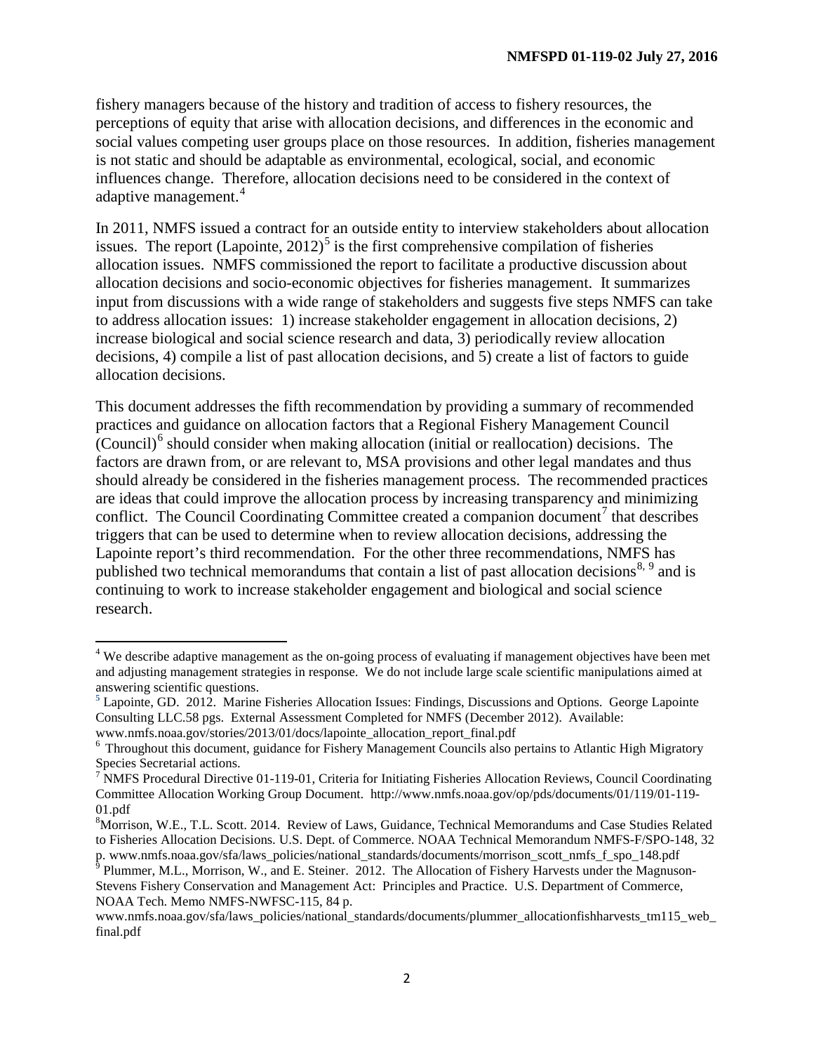fishery managers because of the history and tradition of access to fishery resources, the perceptions of equity that arise with allocation decisions, and differences in the economic and social values competing user groups place on those resources. In addition, fisheries management is not static and should be adaptable as environmental, ecological, social, and economic influences change. Therefore, allocation decisions need to be considered in the context of adaptive management.[4]

In 2011, NMFS issued a contract for an outside entity to interview stakeholders about allocation issues. The report (Lapointe, 2012)[5] is the first comprehensive compilation of fisheries allocation issues. NMFS commissioned the report to facilitate a productive discussion about allocation decisions and socio-economic objectives for fisheries management. It summarizes input from discussions with a wide range of stakeholders and suggests five steps NMFS can take to address allocation issues: 1) increase stakeholder engagement in allocation decisions, 2) increase biological and social science research and data, 3) periodically review allocation decisions, 4) compile a list of past allocation decisions, and 5) create a list of factors to guide allocation decisions.

This document addresses the fifth recommendation by providing a summary of recommended practices and guidance on allocation factors that a Regional Fishery Management Council (Council)[6] should consider when making allocation (initial or reallocation) decisions. The factors are drawn from, or are relevant to, MSA provisions and other legal mandates and thus should already be considered in the fisheries management process. The recommended practices are ideas that could improve the allocation process by increasing transparency and minimizing conflict. The Council Coordinating Committee created a companion document[7] that describes triggers that can be used to determine when to review allocation decisions, addressing the Lapointe report's third recommendation. For the other three recommendations, NMFS has published two technical memorandums that contain a list of past allocation decisions[8, 9] and is continuing to work to increase stakeholder engagement and biological and social science research.

---

[4] We describe adaptive management as the on-going process of evaluating if management objectives have been met and adjusting management strategies in response. We do not include large scale scientific manipulations aimed at answering scientific questions.

[5] Lapointe, GD. 2012. Marine Fisheries Allocation Issues: Findings, Discussions and Options. George Lapointe Consulting LLC.58 pgs. External Assessment Completed for NMFS (December 2012). Available: www.nmfs.noaa.gov/stories/2013/01/docs/lapointe_allocation_report_final.pdf

[6] Throughout this document, guidance for Fishery Management Councils also pertains to Atlantic High Migratory Species Secretarial actions.

[7] NMFS Procedural Directive 01-119-01, Criteria for Initiating Fisheries Allocation Reviews, Council Coordinating Committee Allocation Working Group Document. http://www.nmfs.noaa.gov/op/pds/documents/01/119/01-119-01.pdf

[8] Morrison, W.E., T.L. Scott. 2014. Review of Laws, Guidance, Technical Memorandums and Case Studies Related to Fisheries Allocation Decisions. U.S. Dept. of Commerce. NOAA Technical Memorandum NMFS-F/SPO-148, 32 p. www.nmfs.noaa.gov/sfa/laws_policies/national_standards/documents/morrison_scott_nmfs_f_spo_148.pdf

[9] Plummer, M.L., Morrison, W., and E. Steiner. 2012. The Allocation of Fishery Harvests under the Magnuson-Stevens Fishery Conservation and Management Act: Principles and Practice. U.S. Department of Commerce, NOAA Tech. Memo NMFS-NWFSC-115, 84 p.

www.nmfs.noaa.gov/sfa/laws_policies/national_standards/documents/plummer_allocationfishharvests_tm115_web_final.pdf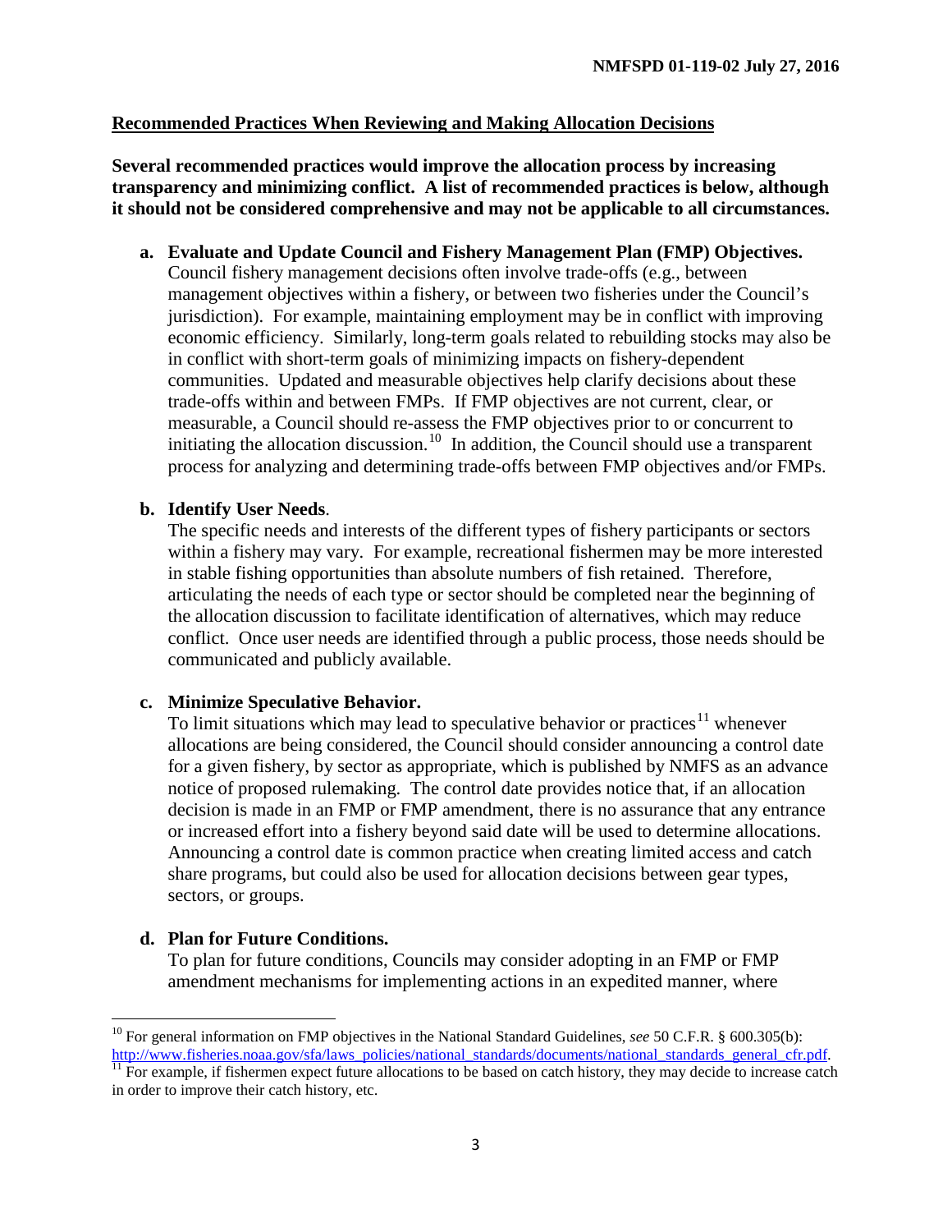**Recommended Practices When Reviewing and Making Allocation Decisions**

**Several recommended practices would improve the allocation process by increasing transparency and minimizing conflict. A list of recommended practices is below, although it should not be considered comprehensive and may not be applicable to all circumstances.**

a. **Evaluate and Update Council and Fishery Management Plan (FMP) Objectives.** Council fishery management decisions often involve trade-offs (e.g., between management objectives within a fishery, or between two fisheries under the Council's jurisdiction). For example, maintaining employment may be in conflict with improving economic efficiency. Similarly, long-term goals related to rebuilding stocks may also be in conflict with short-term goals of minimizing impacts on fishery-dependent communities. Updated and measurable objectives help clarify decisions about these trade-offs within and between FMPs. If FMP objectives are not current, clear, or measurable, a Council should re-assess the FMP objectives prior to or concurrent to initiating the allocation discussion.[10] In addition, the Council should use a transparent process for analyzing and determining trade-offs between FMP objectives and/or FMPs.

b. **Identify User Needs**.
The specific needs and interests of the different types of fishery participants or sectors within a fishery may vary. For example, recreational fishermen may be more interested in stable fishing opportunities than absolute numbers of fish retained. Therefore, articulating the needs of each type or sector should be completed near the beginning of the allocation discussion to facilitate identification of alternatives, which may reduce conflict. Once user needs are identified through a public process, those needs should be communicated and publicly available.

c. **Minimize Speculative Behavior.**
To limit situations which may lead to speculative behavior or practices[11] whenever allocations are being considered, the Council should consider announcing a control date for a given fishery, by sector as appropriate, which is published by NMFS as an advance notice of proposed rulemaking. The control date provides notice that, if an allocation decision is made in an FMP or FMP amendment, there is no assurance that any entrance or increased effort into a fishery beyond said date will be used to determine allocations. Announcing a control date is common practice when creating limited access and catch share programs, but could also be used for allocation decisions between gear types, sectors, or groups.

d. **Plan for Future Conditions.**
To plan for future conditions, Councils may consider adopting in an FMP or FMP amendment mechanisms for implementing actions in an expedited manner, where

---

[10] For general information on FMP objectives in the National Standard Guidelines, *see* 50 C.F.R. § 600.305(b): http://www.fisheries.noaa.gov/sfa/laws_policies/national_standards/documents/national_standards_general_cfr.pdf.

[11] For example, if fishermen expect future allocations to be based on catch history, they may decide to increase catch in order to improve their catch history, etc.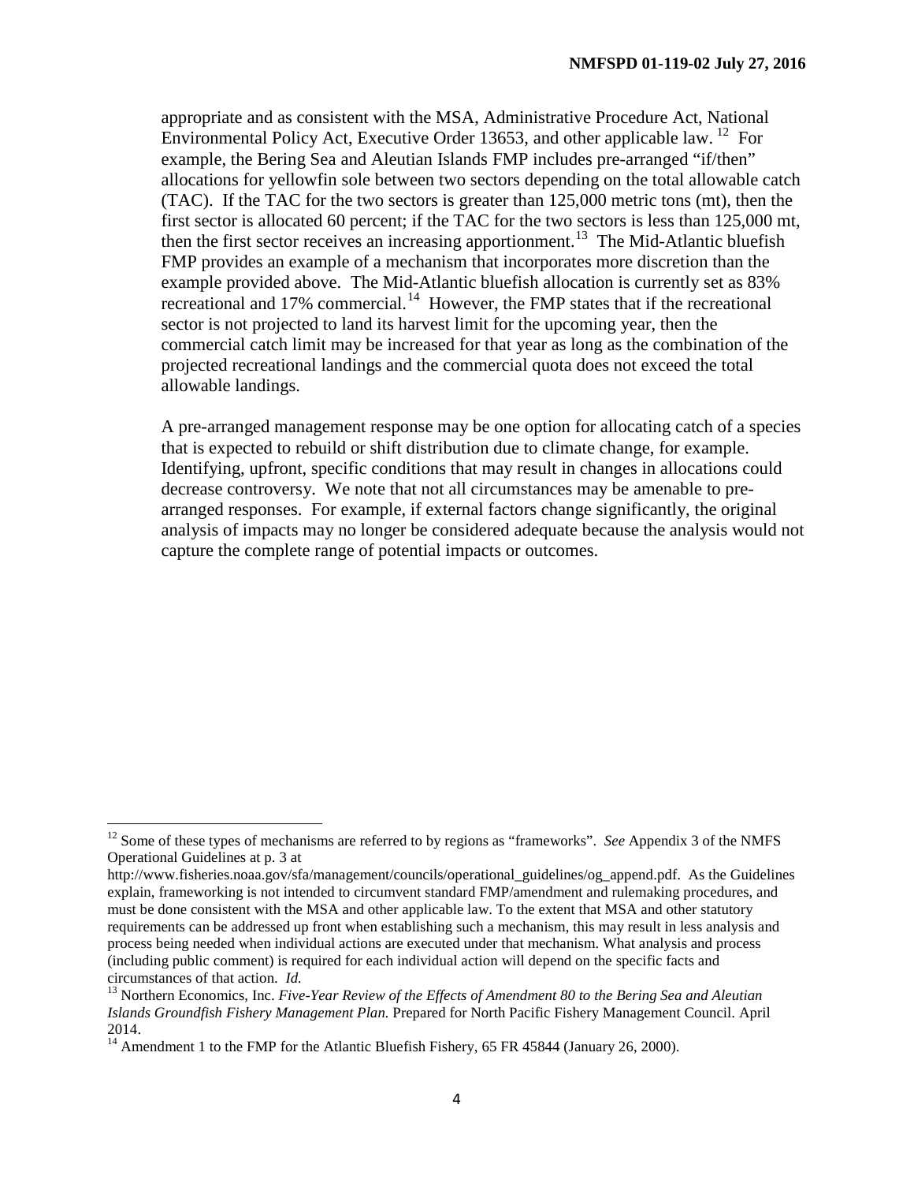appropriate and as consistent with the MSA, Administrative Procedure Act, National Environmental Policy Act, Executive Order 13653, and other applicable law.[12] For example, the Bering Sea and Aleutian Islands FMP includes pre-arranged "if/then" allocations for yellowfin sole between two sectors depending on the total allowable catch (TAC). If the TAC for the two sectors is greater than 125,000 metric tons (mt), then the first sector is allocated 60 percent; if the TAC for the two sectors is less than 125,000 mt, then the first sector receives an increasing apportionment.[13] The Mid-Atlantic bluefish FMP provides an example of a mechanism that incorporates more discretion than the example provided above. The Mid-Atlantic bluefish allocation is currently set as 83% recreational and 17% commercial.[14] However, the FMP states that if the recreational sector is not projected to land its harvest limit for the upcoming year, then the commercial catch limit may be increased for that year as long as the combination of the projected recreational landings and the commercial quota does not exceed the total allowable landings.

A pre-arranged management response may be one option for allocating catch of a species that is expected to rebuild or shift distribution due to climate change, for example. Identifying, upfront, specific conditions that may result in changes in allocations could decrease controversy. We note that not all circumstances may be amenable to pre-arranged responses. For example, if external factors change significantly, the original analysis of impacts may no longer be considered adequate because the analysis would not capture the complete range of potential impacts or outcomes.

---

[12] Some of these types of mechanisms are referred to by regions as "frameworks". *See* Appendix 3 of the NMFS Operational Guidelines at p. 3 at http://www.fisheries.noaa.gov/sfa/management/councils/operational_guidelines/og_append.pdf. As the Guidelines explain, frameworking is not intended to circumvent standard FMP/amendment and rulemaking procedures, and must be done consistent with the MSA and other applicable law. To the extent that MSA and other statutory requirements can be addressed up front when establishing such a mechanism, this may result in less analysis and process being needed when individual actions are executed under that mechanism. What analysis and process (including public comment) is required for each individual action will depend on the specific facts and circumstances of that action. *Id.*

[13] Northern Economics, Inc. *Five-Year Review of the Effects of Amendment 80 to the Bering Sea and Aleutian Islands Groundfish Fishery Management Plan.* Prepared for North Pacific Fishery Management Council. April 2014.

[14] Amendment 1 to the FMP for the Atlantic Bluefish Fishery, 65 FR 45844 (January 26, 2000).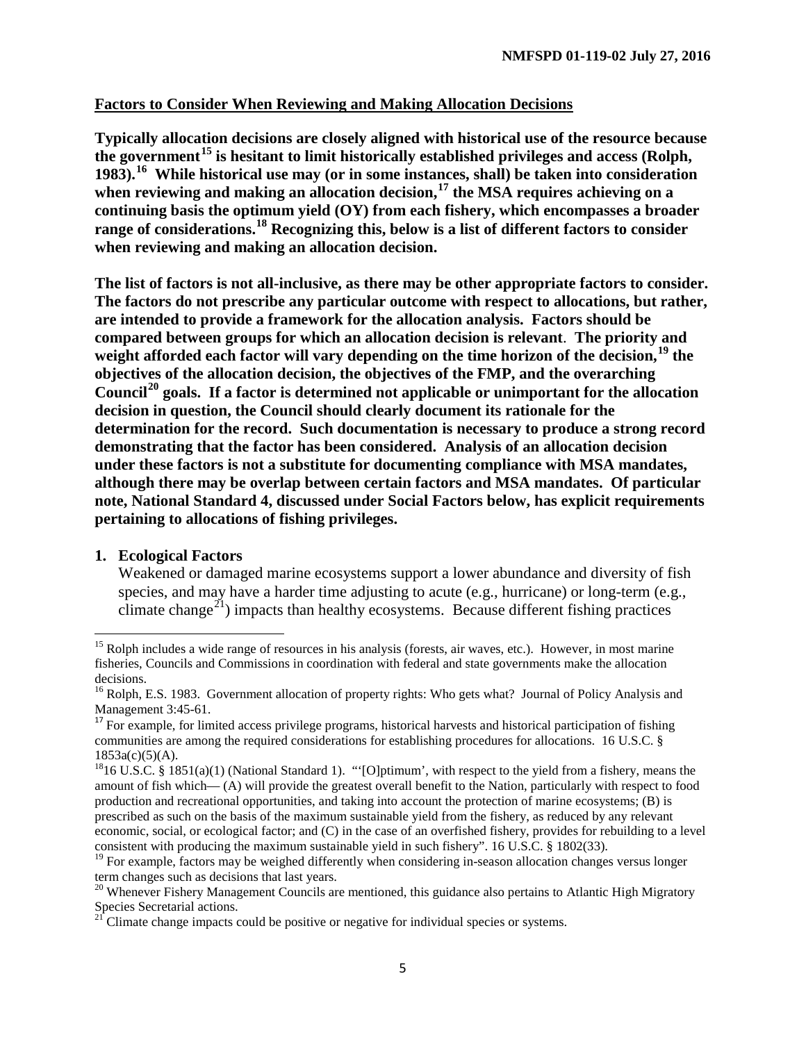**Factors to Consider When Reviewing and Making Allocation Decisions**

**Typically allocation decisions are closely aligned with historical use of the resource because the government[15] is hesitant to limit historically established privileges and access (Rolph, 1983).[16] While historical use may (or in some instances, shall) be taken into consideration when reviewing and making an allocation decision,[17] the MSA requires achieving on a continuing basis the optimum yield (OY) from each fishery, which encompasses a broader range of considerations.[18] Recognizing this, below is a list of different factors to consider when reviewing and making an allocation decision.**

**The list of factors is not all-inclusive, as there may be other appropriate factors to consider. The factors do not prescribe any particular outcome with respect to allocations, but rather, are intended to provide a framework for the allocation analysis. Factors should be compared between groups for which an allocation decision is relevant. The priority and weight afforded each factor will vary depending on the time horizon of the decision,[19] the objectives of the allocation decision, the objectives of the FMP, and the overarching Council[20] goals. If a factor is determined not applicable or unimportant for the allocation decision in question, the Council should clearly document its rationale for the determination for the record. Such documentation is necessary to produce a strong record demonstrating that the factor has been considered. Analysis of an allocation decision under these factors is not a substitute for documenting compliance with MSA mandates, although there may be overlap between certain factors and MSA mandates. Of particular note, National Standard 4, discussed under Social Factors below, has explicit requirements pertaining to allocations of fishing privileges.**

1. **Ecological Factors**

   Weakened or damaged marine ecosystems support a lower abundance and diversity of fish species, and may have a harder time adjusting to acute (e.g., hurricane) or long-term (e.g., climate change[21]) impacts than healthy ecosystems. Because different fishing practices

---

[15] Rolph includes a wide range of resources in his analysis (forests, air waves, etc.). However, in most marine fisheries, Councils and Commissions in coordination with federal and state governments make the allocation decisions.

[16] Rolph, E.S. 1983. Government allocation of property rights: Who gets what? Journal of Policy Analysis and Management 3:45-61.

[17] For example, for limited access privilege programs, historical harvests and historical participation of fishing communities are among the required considerations for establishing procedures for allocations. 16 U.S.C. § 1853a(c)(5)(A).

[18] 16 U.S.C. § 1851(a)(1) (National Standard 1). "'[O]ptimum', with respect to the yield from a fishery, means the amount of fish which— (A) will provide the greatest overall benefit to the Nation, particularly with respect to food production and recreational opportunities, and taking into account the protection of marine ecosystems; (B) is prescribed as such on the basis of the maximum sustainable yield from the fishery, as reduced by any relevant economic, social, or ecological factor; and (C) in the case of an overfished fishery, provides for rebuilding to a level consistent with producing the maximum sustainable yield in such fishery". 16 U.S.C. § 1802(33).

[19] For example, factors may be weighed differently when considering in-season allocation changes versus longer term changes such as decisions that last years.

[20] Whenever Fishery Management Councils are mentioned, this guidance also pertains to Atlantic High Migratory Species Secretarial actions.

[21] Climate change impacts could be positive or negative for individual species or systems.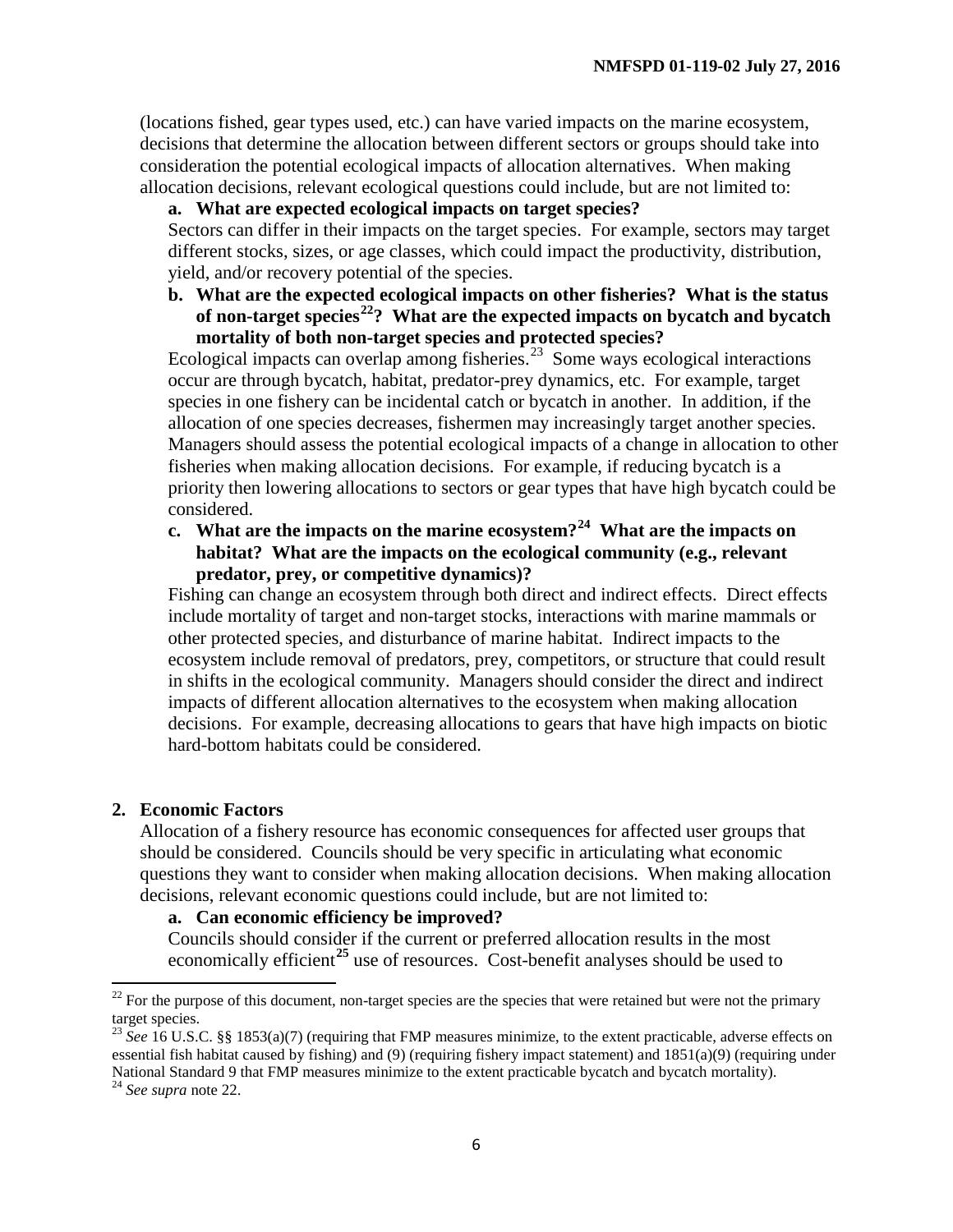(locations fished, gear types used, etc.) can have varied impacts on the marine ecosystem, decisions that determine the allocation between different sectors or groups should take into consideration the potential ecological impacts of allocation alternatives. When making allocation decisions, relevant ecological questions could include, but are not limited to:

**a. What are expected ecological impacts on target species?**

Sectors can differ in their impacts on the target species. For example, sectors may target different stocks, sizes, or age classes, which could impact the productivity, distribution, yield, and/or recovery potential of the species.

**b. What are the expected ecological impacts on other fisheries? What is the status of non-target species[22]? What are the expected impacts on bycatch and bycatch mortality of both non-target species and protected species?**

Ecological impacts can overlap among fisheries.[23] Some ways ecological interactions occur are through bycatch, habitat, predator-prey dynamics, etc. For example, target species in one fishery can be incidental catch or bycatch in another. In addition, if the allocation of one species decreases, fishermen may increasingly target another species. Managers should assess the potential ecological impacts of a change in allocation to other fisheries when making allocation decisions. For example, if reducing bycatch is a priority then lowering allocations to sectors or gear types that have high bycatch could be considered.

**c. What are the impacts on the marine ecosystem?[24] What are the impacts on habitat? What are the impacts on the ecological community (e.g., relevant predator, prey, or competitive dynamics)?**

Fishing can change an ecosystem through both direct and indirect effects. Direct effects include mortality of target and non-target stocks, interactions with marine mammals or other protected species, and disturbance of marine habitat. Indirect impacts to the ecosystem include removal of predators, prey, competitors, or structure that could result in shifts in the ecological community. Managers should consider the direct and indirect impacts of different allocation alternatives to the ecosystem when making allocation decisions. For example, decreasing allocations to gears that have high impacts on biotic hard-bottom habitats could be considered.

## 2. Economic Factors

Allocation of a fishery resource has economic consequences for affected user groups that should be considered. Councils should be very specific in articulating what economic questions they want to consider when making allocation decisions. When making allocation decisions, relevant economic questions could include, but are not limited to:

**a. Can economic efficiency be improved?**

Councils should consider if the current or preferred allocation results in the most economically efficient[25] use of resources. Cost-benefit analyses should be used to

---

[22] For the purpose of this document, non-target species are the species that were retained but were not the primary target species.

[23] *See* 16 U.S.C. §§ 1853(a)(7) (requiring that FMP measures minimize, to the extent practicable, adverse effects on essential fish habitat caused by fishing) and (9) (requiring fishery impact statement) and 1851(a)(9) (requiring under National Standard 9 that FMP measures minimize to the extent practicable bycatch and bycatch mortality).

[24] *See supra* note 22.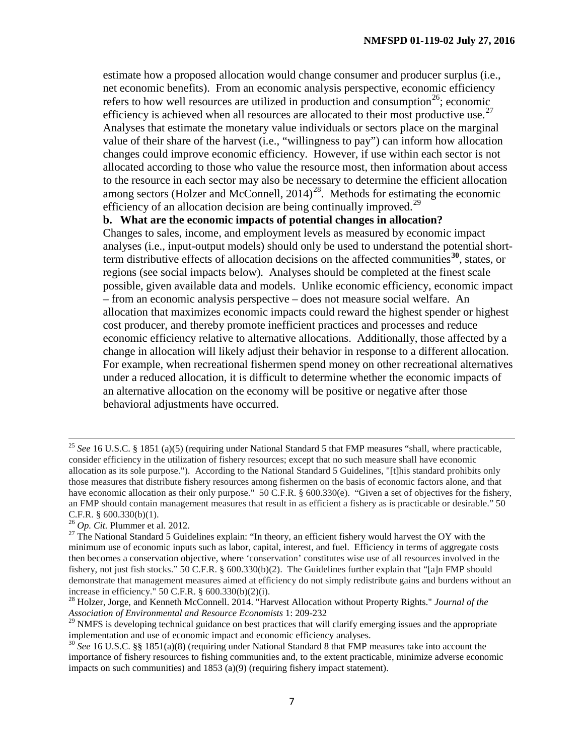estimate how a proposed allocation would change consumer and producer surplus (i.e., net economic benefits). From an economic analysis perspective, economic efficiency refers to how well resources are utilized in production and consumption[26]; economic efficiency is achieved when all resources are allocated to their most productive use.[27] Analyses that estimate the monetary value individuals or sectors place on the marginal value of their share of the harvest (i.e., "willingness to pay") can inform how allocation changes could improve economic efficiency. However, if use within each sector is not allocated according to those who value the resource most, then information about access to the resource in each sector may also be necessary to determine the efficient allocation among sectors (Holzer and McConnell, 2014)[28]. Methods for estimating the economic efficiency of an allocation decision are being continually improved.[29]

**b. What are the economic impacts of potential changes in allocation?**

Changes to sales, income, and employment levels as measured by economic impact analyses (i.e., input-output models) should only be used to understand the potential short-term distributive effects of allocation decisions on the affected communities[30], states, or regions (see social impacts below). Analyses should be completed at the finest scale possible, given available data and models. Unlike economic efficiency, economic impact – from an economic analysis perspective – does not measure social welfare. An allocation that maximizes economic impacts could reward the highest spender or highest cost producer, and thereby promote inefficient practices and processes and reduce economic efficiency relative to alternative allocations. Additionally, those affected by a change in allocation will likely adjust their behavior in response to a different allocation. For example, when recreational fishermen spend money on other recreational alternatives under a reduced allocation, it is difficult to determine whether the economic impacts of an alternative allocation on the economy will be positive or negative after those behavioral adjustments have occurred.

---

[25] *See* 16 U.S.C. § 1851 (a)(5) (requiring under National Standard 5 that FMP measures "shall, where practicable, consider efficiency in the utilization of fishery resources; except that no such measure shall have economic allocation as its sole purpose."). According to the National Standard 5 Guidelines, "[t]his standard prohibits only those measures that distribute fishery resources among fishermen on the basis of economic factors alone, and that have economic allocation as their only purpose." 50 C.F.R. § 600.330(e). "Given a set of objectives for the fishery, an FMP should contain management measures that result in as efficient a fishery as is practicable or desirable." 50 C.F.R. § 600.330(b)(1).

[26] *Op. Cit.* Plummer et al. 2012.

[27] The National Standard 5 Guidelines explain: "In theory, an efficient fishery would harvest the OY with the minimum use of economic inputs such as labor, capital, interest, and fuel. Efficiency in terms of aggregate costs then becomes a conservation objective, where 'conservation' constitutes wise use of all resources involved in the fishery, not just fish stocks." 50 C.F.R. § 600.330(b)(2). The Guidelines further explain that "[a]n FMP should demonstrate that management measures aimed at efficiency do not simply redistribute gains and burdens without an increase in efficiency." 50 C.F.R. § 600.330(b)(2)(i).

[28] Holzer, Jorge, and Kenneth McConnell. 2014. "Harvest Allocation without Property Rights." *Journal of the Association of Environmental and Resource Economists* 1: 209-232

[29] NMFS is developing technical guidance on best practices that will clarify emerging issues and the appropriate implementation and use of economic impact and economic efficiency analyses.

[30] *See* 16 U.S.C. §§ 1851(a)(8) (requiring under National Standard 8 that FMP measures take into account the importance of fishery resources to fishing communities and, to the extent practicable, minimize adverse economic impacts on such communities) and 1853 (a)(9) (requiring fishery impact statement).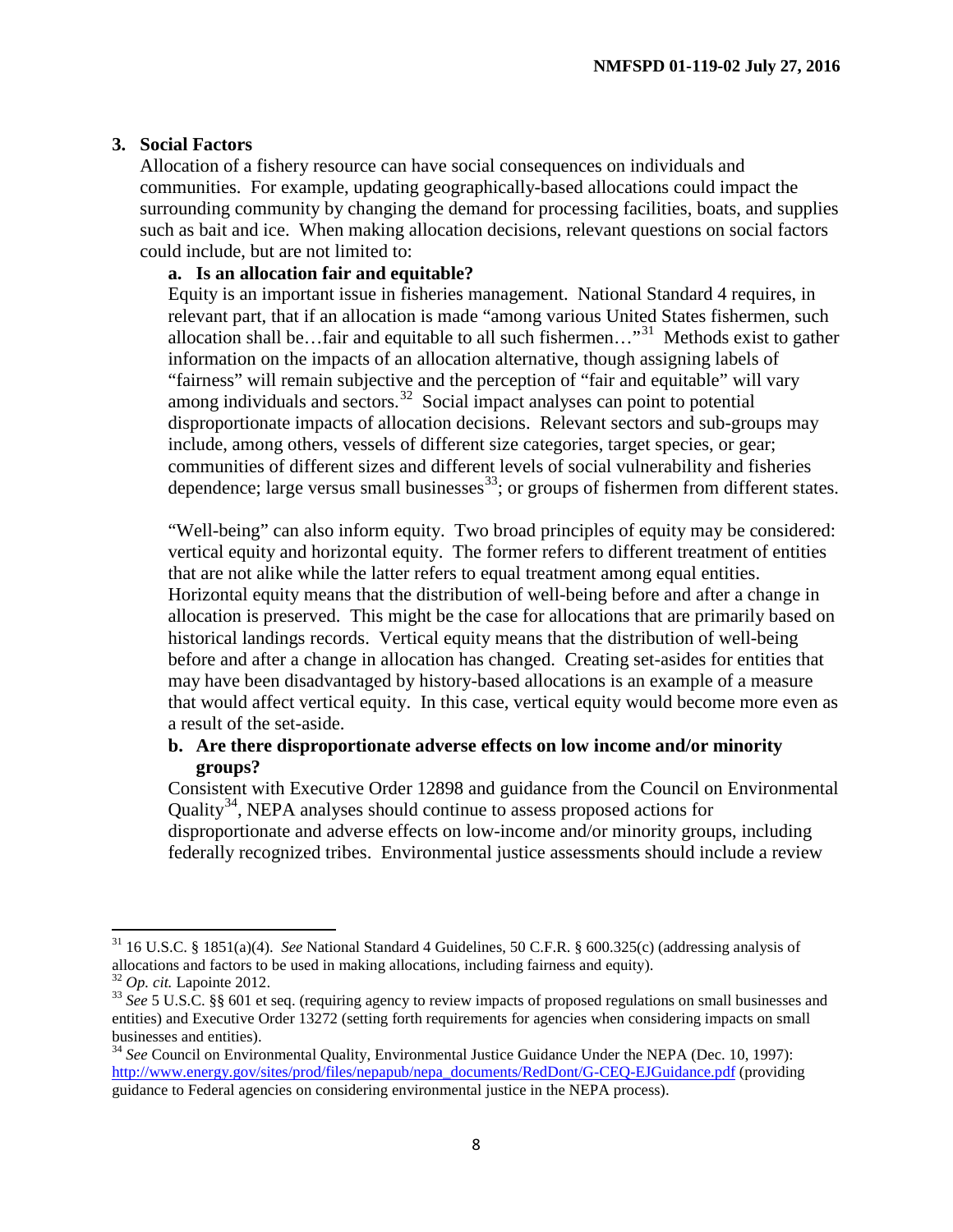### 3. Social Factors

Allocation of a fishery resource can have social consequences on individuals and communities. For example, updating geographically-based allocations could impact the surrounding community by changing the demand for processing facilities, boats, and supplies such as bait and ice. When making allocation decisions, relevant questions on social factors could include, but are not limited to:

#### a. Is an allocation fair and equitable?

Equity is an important issue in fisheries management. National Standard 4 requires, in relevant part, that if an allocation is made "among various United States fishermen, such allocation shall be…fair and equitable to all such fishermen…"[31] Methods exist to gather information on the impacts of an allocation alternative, though assigning labels of "fairness" will remain subjective and the perception of "fair and equitable" will vary among individuals and sectors.[32] Social impact analyses can point to potential disproportionate impacts of allocation decisions. Relevant sectors and sub-groups may include, among others, vessels of different size categories, target species, or gear; communities of different sizes and different levels of social vulnerability and fisheries dependence; large versus small businesses[33]; or groups of fishermen from different states.

"Well-being" can also inform equity. Two broad principles of equity may be considered: vertical equity and horizontal equity. The former refers to different treatment of entities that are not alike while the latter refers to equal treatment among equal entities. Horizontal equity means that the distribution of well-being before and after a change in allocation is preserved. This might be the case for allocations that are primarily based on historical landings records. Vertical equity means that the distribution of well-being before and after a change in allocation has changed. Creating set-asides for entities that may have been disadvantaged by history-based allocations is an example of a measure that would affect vertical equity. In this case, vertical equity would become more even as a result of the set-aside.

#### b. Are there disproportionate adverse effects on low income and/or minority groups?

Consistent with Executive Order 12898 and guidance from the Council on Environmental Quality[34], NEPA analyses should continue to assess proposed actions for disproportionate and adverse effects on low-income and/or minority groups, including federally recognized tribes. Environmental justice assessments should include a review

---

[31] 16 U.S.C. § 1851(a)(4). *See* National Standard 4 Guidelines, 50 C.F.R. § 600.325(c) (addressing analysis of allocations and factors to be used in making allocations, including fairness and equity).

[32] *Op. cit.* Lapointe 2012.

[33] *See* 5 U.S.C. §§ 601 et seq. (requiring agency to review impacts of proposed regulations on small businesses and entities) and Executive Order 13272 (setting forth requirements for agencies when considering impacts on small businesses and entities).

[34] *See* Council on Environmental Quality, Environmental Justice Guidance Under the NEPA (Dec. 10, 1997): http://www.energy.gov/sites/prod/files/nepapub/nepa_documents/RedDont/G-CEQ-EJGuidance.pdf (providing guidance to Federal agencies on considering environmental justice in the NEPA process).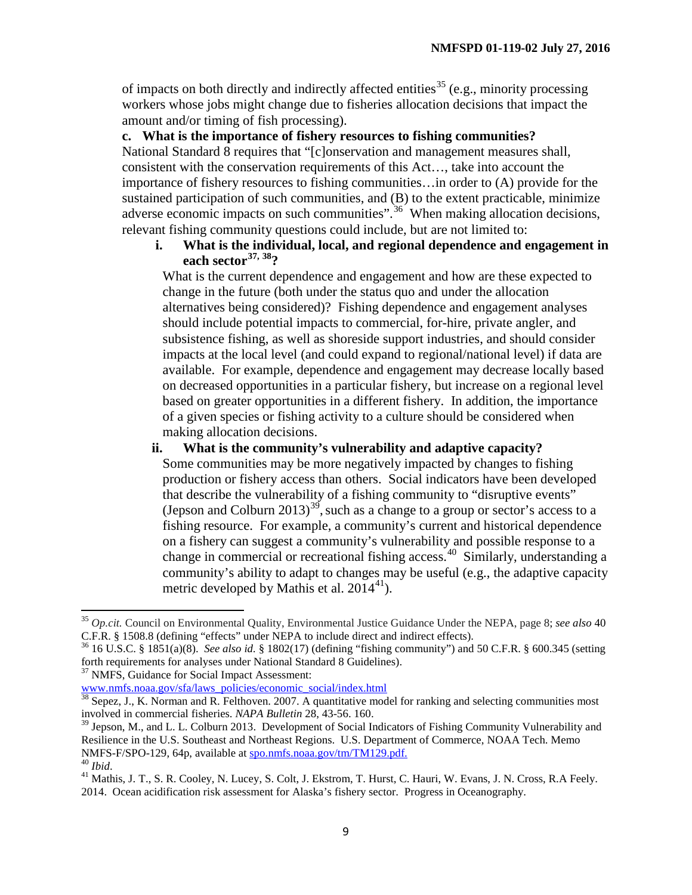of impacts on both directly and indirectly affected entities[35] (e.g., minority processing workers whose jobs might change due to fisheries allocation decisions that impact the amount and/or timing of fish processing).

**c. What is the importance of fishery resources to fishing communities?**

National Standard 8 requires that "[c]onservation and management measures shall, consistent with the conservation requirements of this Act…, take into account the importance of fishery resources to fishing communities…in order to (A) provide for the sustained participation of such communities, and (B) to the extent practicable, minimize adverse economic impacts on such communities".[36] When making allocation decisions, relevant fishing community questions could include, but are not limited to:

**i. What is the individual, local, and regional dependence and engagement in each sector[37, 38]?**

What is the current dependence and engagement and how are these expected to change in the future (both under the status quo and under the allocation alternatives being considered)? Fishing dependence and engagement analyses should include potential impacts to commercial, for-hire, private angler, and subsistence fishing, as well as shoreside support industries, and should consider impacts at the local level (and could expand to regional/national level) if data are available. For example, dependence and engagement may decrease locally based on decreased opportunities in a particular fishery, but increase on a regional level based on greater opportunities in a different fishery. In addition, the importance of a given species or fishing activity to a culture should be considered when making allocation decisions.

**ii. What is the community's vulnerability and adaptive capacity?**

Some communities may be more negatively impacted by changes to fishing production or fishery access than others. Social indicators have been developed that describe the vulnerability of a fishing community to "disruptive events" (Jepson and Colburn 2013)[39], such as a change to a group or sector's access to a fishing resource. For example, a community's current and historical dependence on a fishery can suggest a community's vulnerability and possible response to a change in commercial or recreational fishing access.[40] Similarly, understanding a community's ability to adapt to changes may be useful (e.g., the adaptive capacity metric developed by Mathis et al. 2014[41]).

---

[35] *Op.cit.* Council on Environmental Quality, Environmental Justice Guidance Under the NEPA, page 8; *see also* 40 C.F.R. § 1508.8 (defining "effects" under NEPA to include direct and indirect effects).

[36] 16 U.S.C. § 1851(a)(8). *See also id.* § 1802(17) (defining "fishing community") and 50 C.F.R. § 600.345 (setting forth requirements for analyses under National Standard 8 Guidelines).

[37] NMFS, Guidance for Social Impact Assessment: www.nmfs.noaa.gov/sfa/laws_policies/economic_social/index.html

[38] Sepez, J., K. Norman and R. Felthoven. 2007. A quantitative model for ranking and selecting communities most involved in commercial fisheries. *NAPA Bulletin* 28, 43-56. 160.

[39] Jepson, M., and L. L. Colburn 2013. Development of Social Indicators of Fishing Community Vulnerability and Resilience in the U.S. Southeast and Northeast Regions. U.S. Department of Commerce, NOAA Tech. Memo NMFS-F/SPO-129, 64p, available at spo.nmfs.noaa.gov/tm/TM129.pdf.

[40] *Ibid*.

[41] Mathis, J. T., S. R. Cooley, N. Lucey, S. Colt, J. Ekstrom, T. Hurst, C. Hauri, W. Evans, J. N. Cross, R.A Feely. 2014. Ocean acidification risk assessment for Alaska's fishery sector. Progress in Oceanography.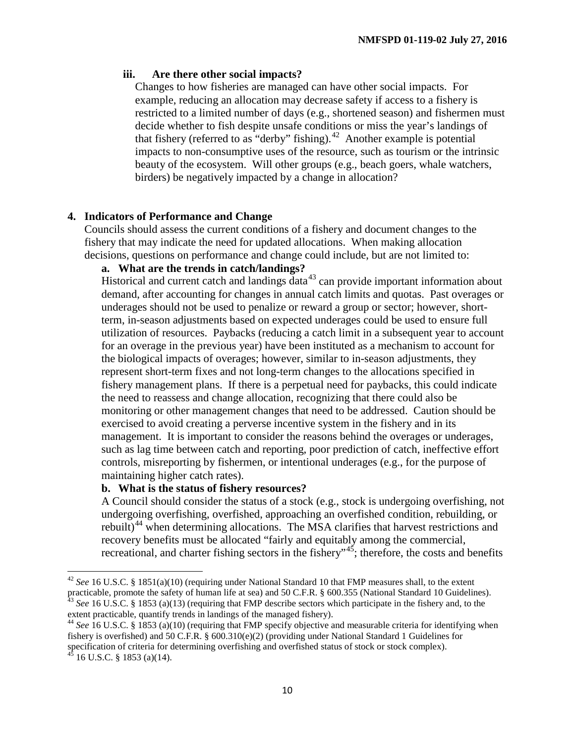### iii. Are there other social impacts?

Changes to how fisheries are managed can have other social impacts. For example, reducing an allocation may decrease safety if access to a fishery is restricted to a limited number of days (e.g., shortened season) and fishermen must decide whether to fish despite unsafe conditions or miss the year's landings of that fishery (referred to as "derby" fishing).[42] Another example is potential impacts to non-consumptive uses of the resource, such as tourism or the intrinsic beauty of the ecosystem. Will other groups (e.g., beach goers, whale watchers, birders) be negatively impacted by a change in allocation?

## 4. Indicators of Performance and Change

Councils should assess the current conditions of a fishery and document changes to the fishery that may indicate the need for updated allocations. When making allocation decisions, questions on performance and change could include, but are not limited to:

### a. What are the trends in catch/landings?

Historical and current catch and landings data[43] can provide important information about demand, after accounting for changes in annual catch limits and quotas. Past overages or underages should not be used to penalize or reward a group or sector; however, short-term, in-season adjustments based on expected underages could be used to ensure full utilization of resources. Paybacks (reducing a catch limit in a subsequent year to account for an overage in the previous year) have been instituted as a mechanism to account for the biological impacts of overages; however, similar to in-season adjustments, they represent short-term fixes and not long-term changes to the allocations specified in fishery management plans. If there is a perpetual need for paybacks, this could indicate the need to reassess and change allocation, recognizing that there could also be monitoring or other management changes that need to be addressed. Caution should be exercised to avoid creating a perverse incentive system in the fishery and in its management. It is important to consider the reasons behind the overages or underages, such as lag time between catch and reporting, poor prediction of catch, ineffective effort controls, misreporting by fishermen, or intentional underages (e.g., for the purpose of maintaining higher catch rates).

### b. What is the status of fishery resources?

A Council should consider the status of a stock (e.g., stock is undergoing overfishing, not undergoing overfishing, overfished, approaching an overfished condition, rebuilding, or rebuilt)[44] when determining allocations. The MSA clarifies that harvest restrictions and recovery benefits must be allocated "fairly and equitably among the commercial, recreational, and charter fishing sectors in the fishery"[45]; therefore, the costs and benefits

---

[42] *See* 16 U.S.C. § 1851(a)(10) (requiring under National Standard 10 that FMP measures shall, to the extent practicable, promote the safety of human life at sea) and 50 C.F.R. § 600.355 (National Standard 10 Guidelines).

[43] *See* 16 U.S.C. § 1853 (a)(13) (requiring that FMP describe sectors which participate in the fishery and, to the extent practicable, quantify trends in landings of the managed fishery).

[44] *See* 16 U.S.C. § 1853 (a)(10) (requiring that FMP specify objective and measurable criteria for identifying when fishery is overfished) and 50 C.F.R. § 600.310(e)(2) (providing under National Standard 1 Guidelines for specification of criteria for determining overfishing and overfished status of stock or stock complex).

[45] 16 U.S.C. § 1853 (a)(14).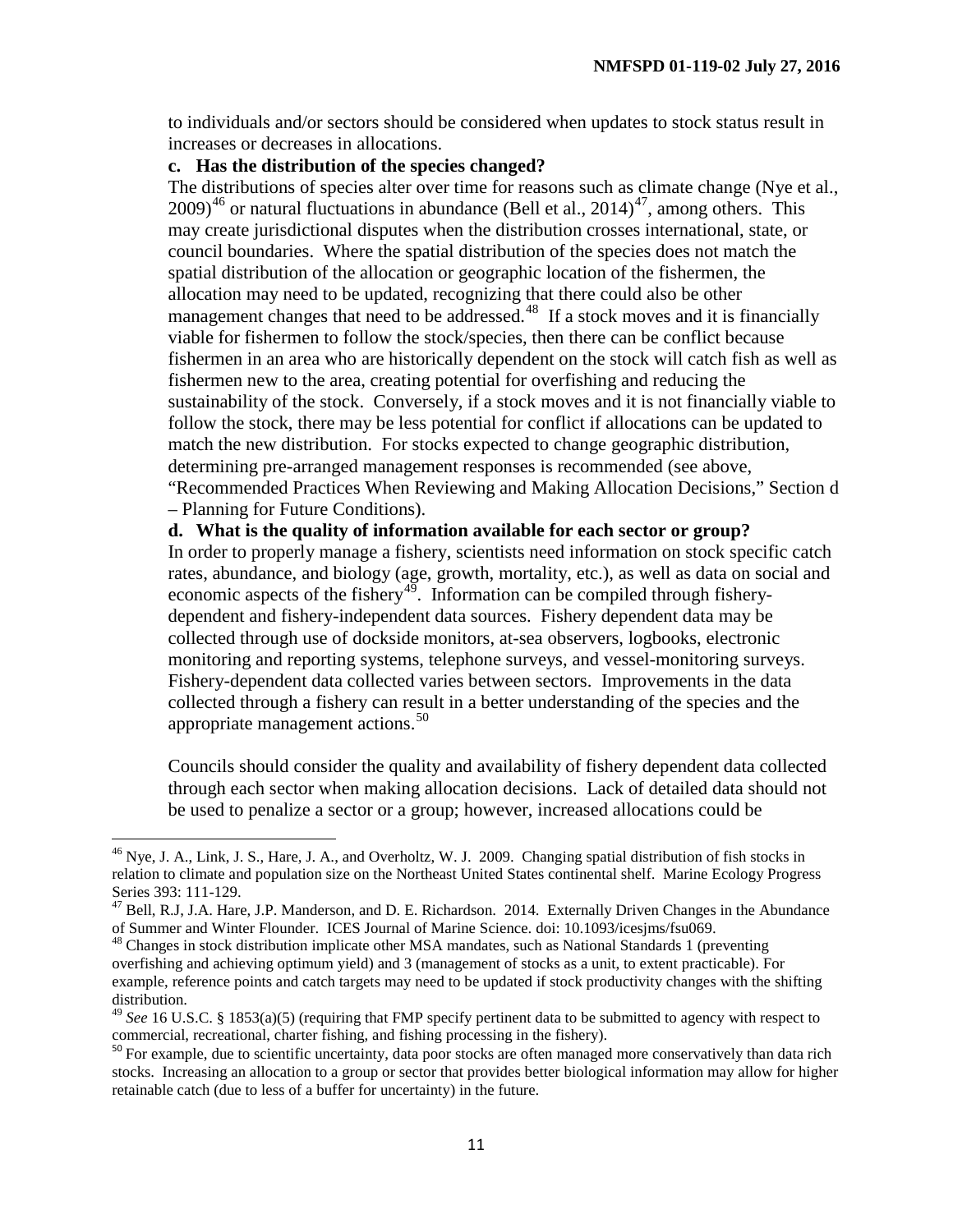to individuals and/or sectors should be considered when updates to stock status result in increases or decreases in allocations.

**c. Has the distribution of the species changed?**

The distributions of species alter over time for reasons such as climate change (Nye et al., 2009)[46] or natural fluctuations in abundance (Bell et al., 2014)[47], among others. This may create jurisdictional disputes when the distribution crosses international, state, or council boundaries. Where the spatial distribution of the species does not match the spatial distribution of the allocation or geographic location of the fishermen, the allocation may need to be updated, recognizing that there could also be other management changes that need to be addressed.[48] If a stock moves and it is financially viable for fishermen to follow the stock/species, then there can be conflict because fishermen in an area who are historically dependent on the stock will catch fish as well as fishermen new to the area, creating potential for overfishing and reducing the sustainability of the stock. Conversely, if a stock moves and it is not financially viable to follow the stock, there may be less potential for conflict if allocations can be updated to match the new distribution. For stocks expected to change geographic distribution, determining pre-arranged management responses is recommended (see above, "Recommended Practices When Reviewing and Making Allocation Decisions," Section d – Planning for Future Conditions).

**d. What is the quality of information available for each sector or group?**

In order to properly manage a fishery, scientists need information on stock specific catch rates, abundance, and biology (age, growth, mortality, etc.), as well as data on social and economic aspects of the fishery[49]. Information can be compiled through fishery-dependent and fishery-independent data sources. Fishery dependent data may be collected through use of dockside monitors, at-sea observers, logbooks, electronic monitoring and reporting systems, telephone surveys, and vessel-monitoring surveys. Fishery-dependent data collected varies between sectors. Improvements in the data collected through a fishery can result in a better understanding of the species and the appropriate management actions.[50]

Councils should consider the quality and availability of fishery dependent data collected through each sector when making allocation decisions. Lack of detailed data should not be used to penalize a sector or a group; however, increased allocations could be

---

[46] Nye, J. A., Link, J. S., Hare, J. A., and Overholtz, W. J. 2009. Changing spatial distribution of fish stocks in relation to climate and population size on the Northeast United States continental shelf. Marine Ecology Progress Series 393: 111-129.

[47] Bell, R.J, J.A. Hare, J.P. Manderson, and D. E. Richardson. 2014. Externally Driven Changes in the Abundance of Summer and Winter Flounder. ICES Journal of Marine Science. doi: 10.1093/icesjms/fsu069.

[48] Changes in stock distribution implicate other MSA mandates, such as National Standards 1 (preventing overfishing and achieving optimum yield) and 3 (management of stocks as a unit, to extent practicable). For example, reference points and catch targets may need to be updated if stock productivity changes with the shifting distribution.

[49] *See* 16 U.S.C. § 1853(a)(5) (requiring that FMP specify pertinent data to be submitted to agency with respect to commercial, recreational, charter fishing, and fishing processing in the fishery).

[50] For example, due to scientific uncertainty, data poor stocks are often managed more conservatively than data rich stocks. Increasing an allocation to a group or sector that provides better biological information may allow for higher retainable catch (due to less of a buffer for uncertainty) in the future.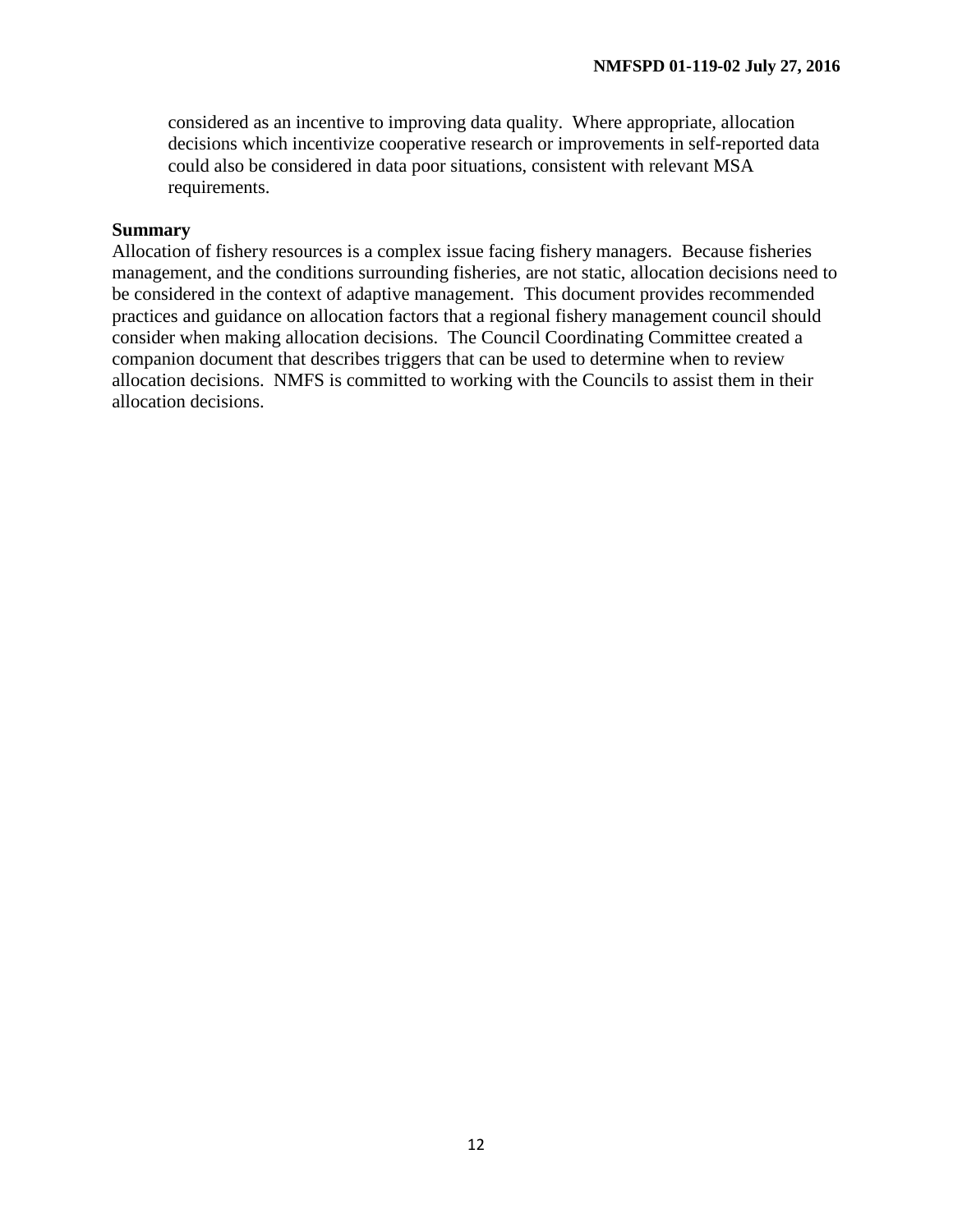considered as an incentive to improving data quality. Where appropriate, allocation decisions which incentivize cooperative research or improvements in self-reported data could also be considered in data poor situations, consistent with relevant MSA requirements.

**Summary**

Allocation of fishery resources is a complex issue facing fishery managers. Because fisheries management, and the conditions surrounding fisheries, are not static, allocation decisions need to be considered in the context of adaptive management. This document provides recommended practices and guidance on allocation factors that a regional fishery management council should consider when making allocation decisions. The Council Coordinating Committee created a companion document that describes triggers that can be used to determine when to review allocation decisions. NMFS is committed to working with the Councils to assist them in their allocation decisions.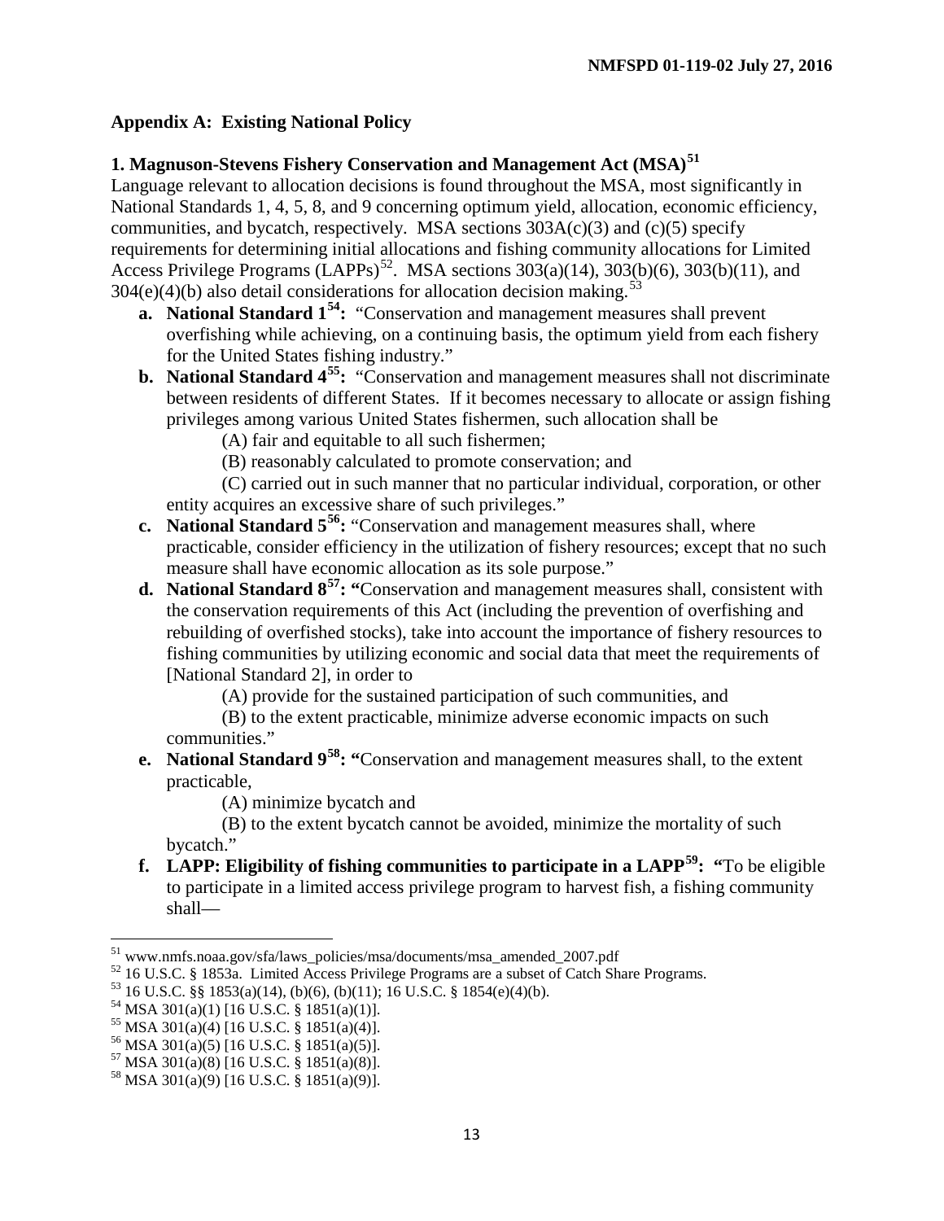## Appendix A: Existing National Policy

### 1. Magnuson-Stevens Fishery Conservation and Management Act (MSA)[51]

Language relevant to allocation decisions is found throughout the MSA, most significantly in National Standards 1, 4, 5, 8, and 9 concerning optimum yield, allocation, economic efficiency, communities, and bycatch, respectively. MSA sections 303A(c)(3) and (c)(5) specify requirements for determining initial allocations and fishing community allocations for Limited Access Privilege Programs (LAPPs)[52]. MSA sections 303(a)(14), 303(b)(6), 303(b)(11), and 304(e)(4)(b) also detail considerations for allocation decision making.[53]

- **a. National Standard 1[54]:** "Conservation and management measures shall prevent overfishing while achieving, on a continuing basis, the optimum yield from each fishery for the United States fishing industry."
- **b. National Standard 4[55]:** "Conservation and management measures shall not discriminate between residents of different States. If it becomes necessary to allocate or assign fishing privileges among various United States fishermen, such allocation shall be

  (A) fair and equitable to all such fishermen;

  (B) reasonably calculated to promote conservation; and

  (C) carried out in such manner that no particular individual, corporation, or other entity acquires an excessive share of such privileges."
- **c. National Standard 5[56]:** "Conservation and management measures shall, where practicable, consider efficiency in the utilization of fishery resources; except that no such measure shall have economic allocation as its sole purpose."
- **d. National Standard 8[57]: "**Conservation and management measures shall, consistent with the conservation requirements of this Act (including the prevention of overfishing and rebuilding of overfished stocks), take into account the importance of fishery resources to fishing communities by utilizing economic and social data that meet the requirements of [National Standard 2], in order to

  (A) provide for the sustained participation of such communities, and

  (B) to the extent practicable, minimize adverse economic impacts on such communities."
- **e. National Standard 9[58]: "**Conservation and management measures shall, to the extent practicable,

  (A) minimize bycatch and

  (B) to the extent bycatch cannot be avoided, minimize the mortality of such bycatch."
- **f. LAPP: Eligibility of fishing communities to participate in a LAPP[59]: "**To be eligible to participate in a limited access privilege program to harvest fish, a fishing community shall—

---

[51] www.nmfs.noaa.gov/sfa/laws_policies/msa/documents/msa_amended_2007.pdf

[52] 16 U.S.C. § 1853a. Limited Access Privilege Programs are a subset of Catch Share Programs.

[53] 16 U.S.C. §§ 1853(a)(14), (b)(6), (b)(11); 16 U.S.C. § 1854(e)(4)(b).

[54] MSA 301(a)(1) [16 U.S.C. § 1851(a)(1)].

[55] MSA 301(a)(4) [16 U.S.C. § 1851(a)(4)].

[56] MSA 301(a)(5) [16 U.S.C. § 1851(a)(5)].

[57] MSA 301(a)(8) [16 U.S.C. § 1851(a)(8)].

[58] MSA 301(a)(9) [16 U.S.C. § 1851(a)(9)].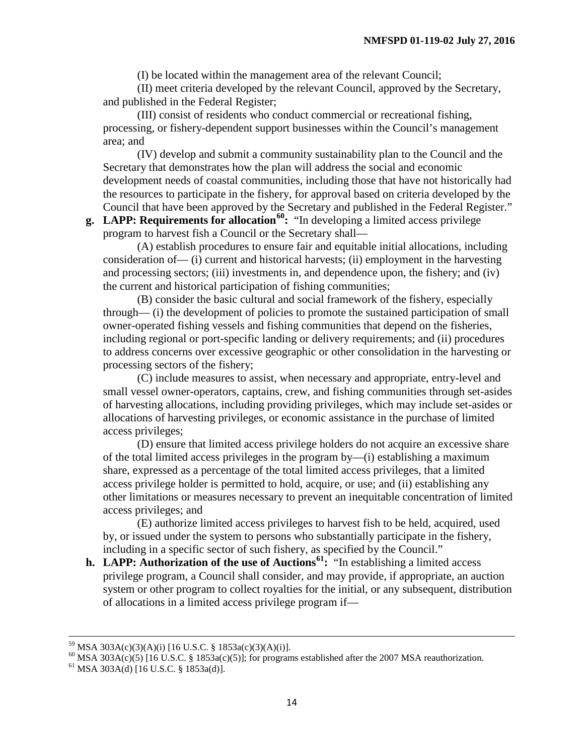(I) be located within the management area of the relevant Council;

(II) meet criteria developed by the relevant Council, approved by the Secretary, and published in the Federal Register;

(III) consist of residents who conduct commercial or recreational fishing, processing, or fishery-dependent support businesses within the Council's management area; and

(IV) develop and submit a community sustainability plan to the Council and the Secretary that demonstrates how the plan will address the social and economic development needs of coastal communities, including those that have not historically had the resources to participate in the fishery, for approval based on criteria developed by the Council that have been approved by the Secretary and published in the Federal Register."

g. **LAPP: Requirements for allocation[60]:** "In developing a limited access privilege program to harvest fish a Council or the Secretary shall—

(A) establish procedures to ensure fair and equitable initial allocations, including consideration of— (i) current and historical harvests; (ii) employment in the harvesting and processing sectors; (iii) investments in, and dependence upon, the fishery; and (iv) the current and historical participation of fishing communities;

(B) consider the basic cultural and social framework of the fishery, especially through— (i) the development of policies to promote the sustained participation of small owner-operated fishing vessels and fishing communities that depend on the fisheries, including regional or port-specific landing or delivery requirements; and (ii) procedures to address concerns over excessive geographic or other consolidation in the harvesting or processing sectors of the fishery;

(C) include measures to assist, when necessary and appropriate, entry-level and small vessel owner-operators, captains, crew, and fishing communities through set-asides of harvesting allocations, including providing privileges, which may include set-asides or allocations of harvesting privileges, or economic assistance in the purchase of limited access privileges;

(D) ensure that limited access privilege holders do not acquire an excessive share of the total limited access privileges in the program by—(i) establishing a maximum share, expressed as a percentage of the total limited access privileges, that a limited access privilege holder is permitted to hold, acquire, or use; and (ii) establishing any other limitations or measures necessary to prevent an inequitable concentration of limited access privileges; and

(E) authorize limited access privileges to harvest fish to be held, acquired, used by, or issued under the system to persons who substantially participate in the fishery, including in a specific sector of such fishery, as specified by the Council."

h. **LAPP: Authorization of the use of Auctions[61]:** "In establishing a limited access privilege program, a Council shall consider, and may provide, if appropriate, an auction system or other program to collect royalties for the initial, or any subsequent, distribution of allocations in a limited access privilege program if—

---

[59] MSA 303A(c)(3)(A)(i) [16 U.S.C. § 1853a(c)(3)(A)(i)].

[60] MSA 303A(c)(5) [16 U.S.C. § 1853a(c)(5)]; for programs established after the 2007 MSA reauthorization.

[61] MSA 303A(d) [16 U.S.C. § 1853a(d)].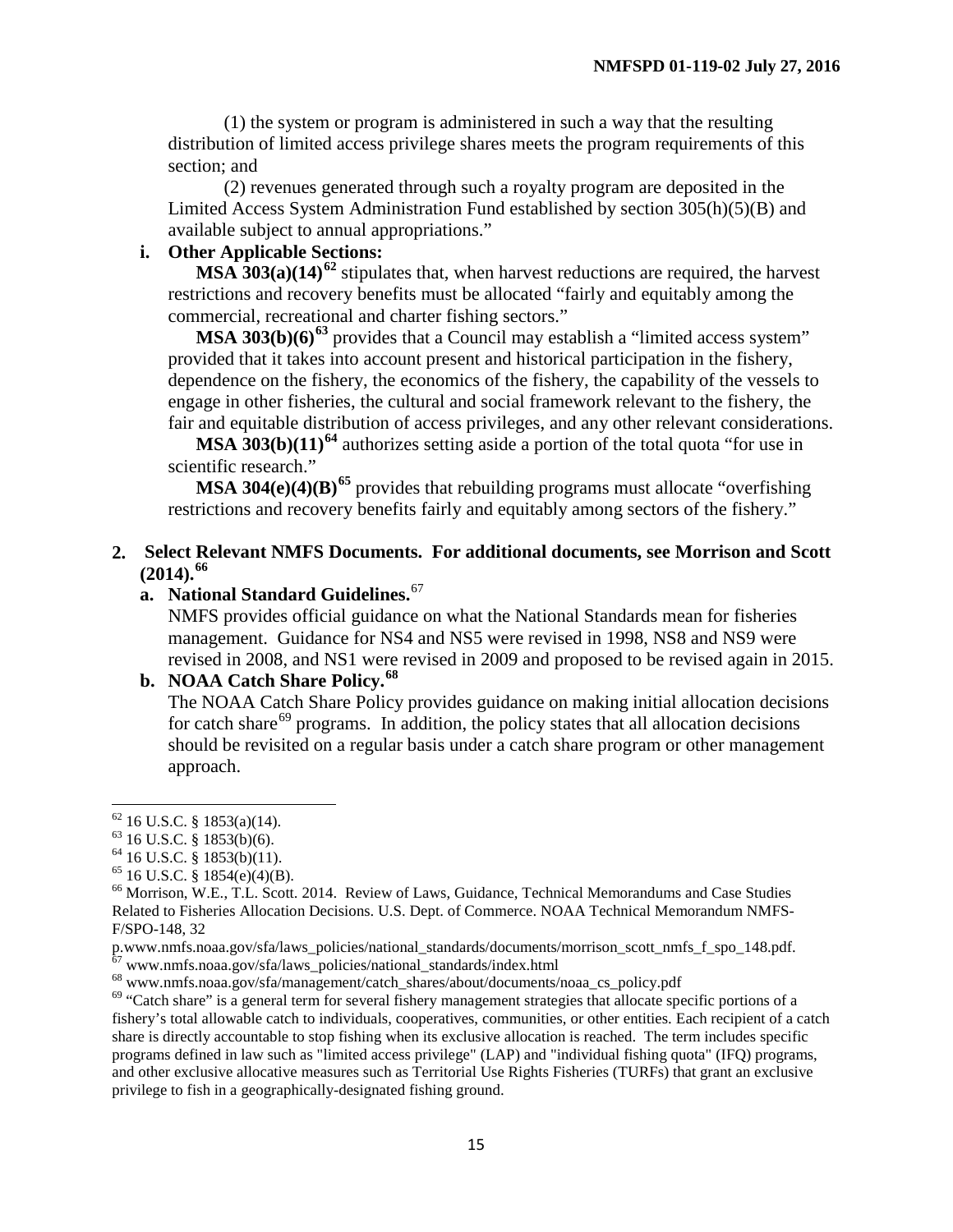(1) the system or program is administered in such a way that the resulting distribution of limited access privilege shares meets the program requirements of this section; and

(2) revenues generated through such a royalty program are deposited in the Limited Access System Administration Fund established by section 305(h)(5)(B) and available subject to annual appropriations."

**i. Other Applicable Sections:**

**MSA 303(a)(14)**[62] stipulates that, when harvest reductions are required, the harvest restrictions and recovery benefits must be allocated "fairly and equitably among the commercial, recreational and charter fishing sectors."

**MSA 303(b)(6)**[63] provides that a Council may establish a "limited access system" provided that it takes into account present and historical participation in the fishery, dependence on the fishery, the economics of the fishery, the capability of the vessels to engage in other fisheries, the cultural and social framework relevant to the fishery, the fair and equitable distribution of access privileges, and any other relevant considerations.

**MSA 303(b)(11)**[64] authorizes setting aside a portion of the total quota "for use in scientific research."

**MSA 304(e)(4)(B)**[65] provides that rebuilding programs must allocate "overfishing restrictions and recovery benefits fairly and equitably among sectors of the fishery."

## 2. Select Relevant NMFS Documents. For additional documents, see Morrison and Scott (2014).[66]

### a. National Standard Guidelines.[67]

NMFS provides official guidance on what the National Standards mean for fisheries management. Guidance for NS4 and NS5 were revised in 1998, NS8 and NS9 were revised in 2008, and NS1 were revised in 2009 and proposed to be revised again in 2015.

### b. NOAA Catch Share Policy.[68]

The NOAA Catch Share Policy provides guidance on making initial allocation decisions for catch share[69] programs. In addition, the policy states that all allocation decisions should be revisited on a regular basis under a catch share program or other management approach.

---

[62] 16 U.S.C. § 1853(a)(14).

[63] 16 U.S.C. § 1853(b)(6).

[64] 16 U.S.C. § 1853(b)(11).

[65] 16 U.S.C. § 1854(e)(4)(B).

[66] Morrison, W.E., T.L. Scott. 2014. Review of Laws, Guidance, Technical Memorandums and Case Studies Related to Fisheries Allocation Decisions. U.S. Dept. of Commerce. NOAA Technical Memorandum NMFS-F/SPO-148, 32 p.www.nmfs.noaa.gov/sfa/laws_policies/national_standards/documents/morrison_scott_nmfs_f_spo_148.pdf.

[67] www.nmfs.noaa.gov/sfa/laws_policies/national_standards/index.html

[68] www.nmfs.noaa.gov/sfa/management/catch_shares/about/documents/noaa_cs_policy.pdf

[69] "Catch share" is a general term for several fishery management strategies that allocate specific portions of a fishery's total allowable catch to individuals, cooperatives, communities, or other entities. Each recipient of a catch share is directly accountable to stop fishing when its exclusive allocation is reached. The term includes specific programs defined in law such as "limited access privilege" (LAP) and "individual fishing quota" (IFQ) programs, and other exclusive allocative measures such as Territorial Use Rights Fisheries (TURFs) that grant an exclusive privilege to fish in a geographically-designated fishing ground.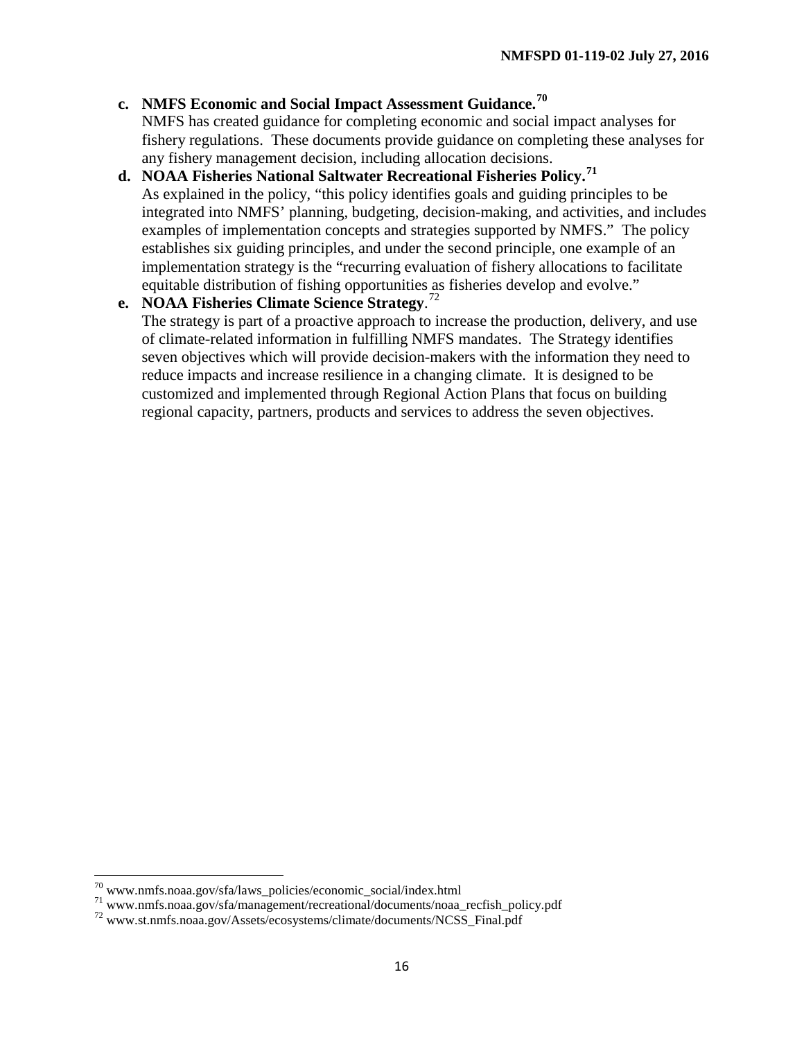**c. NMFS Economic and Social Impact Assessment Guidance.**[70]

NMFS has created guidance for completing economic and social impact analyses for fishery regulations. These documents provide guidance on completing these analyses for any fishery management decision, including allocation decisions.

**d. NOAA Fisheries National Saltwater Recreational Fisheries Policy.**[71]

As explained in the policy, "this policy identifies goals and guiding principles to be integrated into NMFS' planning, budgeting, decision-making, and activities, and includes examples of implementation concepts and strategies supported by NMFS." The policy establishes six guiding principles, and under the second principle, one example of an implementation strategy is the "recurring evaluation of fishery allocations to facilitate equitable distribution of fishing opportunities as fisheries develop and evolve."

**e. NOAA Fisheries Climate Science Strategy**.[72]

The strategy is part of a proactive approach to increase the production, delivery, and use of climate-related information in fulfilling NMFS mandates. The Strategy identifies seven objectives which will provide decision-makers with the information they need to reduce impacts and increase resilience in a changing climate. It is designed to be customized and implemented through Regional Action Plans that focus on building regional capacity, partners, products and services to address the seven objectives.

---

[70] www.nmfs.noaa.gov/sfa/laws_policies/economic_social/index.html

[71] www.nmfs.noaa.gov/sfa/management/recreational/documents/noaa_recfish_policy.pdf

[72] www.st.nmfs.noaa.gov/Assets/ecosystems/climate/documents/NCSS_Final.pdf